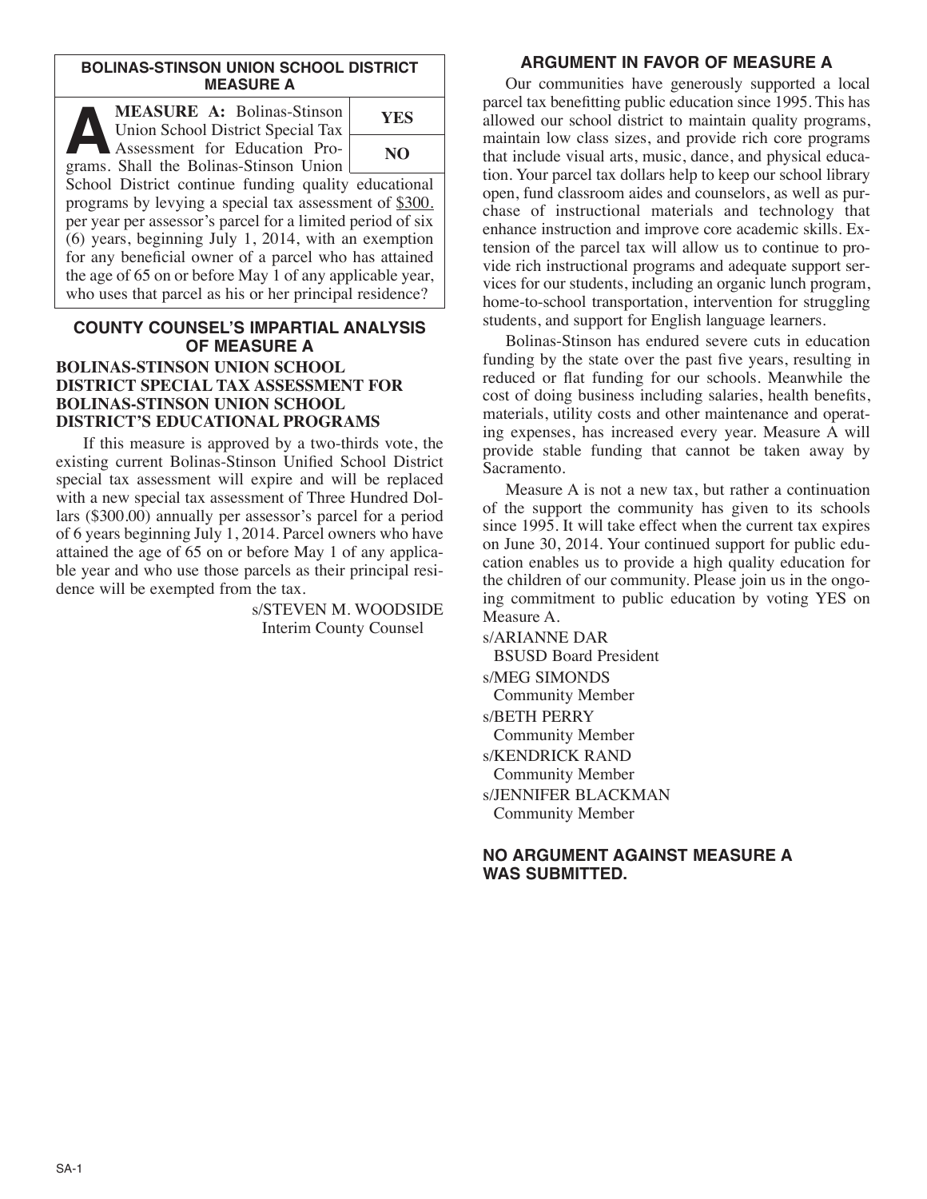## BOLINAS-STINSON UNION SCHOOL DISTRICT MEASURE A

**A** **MEASURE A:** Bolinas-Stinson Union School District Special Tax Assessment for Education Programs. Shall the Bolinas-Stinson Union School District continue funding quality educational programs by levying a special tax assessment of $300. per year per assessor's parcel for a limited period of six (6) years, beginning July 1, 2014, with an exemption for any beneficial owner of a parcel who has attained the age of 65 on or before May 1 of any applicable year, who uses that parcel as his or her principal residence?

| YES |
|---|
| NO |

## COUNTY COUNSEL'S IMPARTIAL ANALYSIS OF MEASURE A

### BOLINAS-STINSON UNION SCHOOL DISTRICT SPECIAL TAX ASSESSMENT FOR BOLINAS-STINSON UNION SCHOOL DISTRICT'S EDUCATIONAL PROGRAMS

If this measure is approved by a two-thirds vote, the existing current Bolinas-Stinson Unified School District special tax assessment will expire and will be replaced with a new special tax assessment of Three Hundred Dollars ($300.00) annually per assessor's parcel for a period of 6 years beginning July 1, 2014. Parcel owners who have attained the age of 65 on or before May 1 of any applicable year and who use those parcels as their principal residence will be exempted from the tax.

s/STEVEN M. WOODSIDE
Interim County Counsel

## ARGUMENT IN FAVOR OF MEASURE A

Our communities have generously supported a local parcel tax benefitting public education since 1995. This has allowed our school district to maintain quality programs, maintain low class sizes, and provide rich core programs that include visual arts, music, dance, and physical education. Your parcel tax dollars help to keep our school library open, fund classroom aides and counselors, as well as purchase of instructional materials and technology that enhance instruction and improve core academic skills. Extension of the parcel tax will allow us to continue to provide rich instructional programs and adequate support services for our students, including an organic lunch program, home-to-school transportation, intervention for struggling students, and support for English language learners.

Bolinas-Stinson has endured severe cuts in education funding by the state over the past five years, resulting in reduced or flat funding for our schools. Meanwhile the cost of doing business including salaries, health benefits, materials, utility costs and other maintenance and operating expenses, has increased every year. Measure A will provide stable funding that cannot be taken away by Sacramento.

Measure A is not a new tax, but rather a continuation of the support the community has given to its schools since 1995. It will take effect when the current tax expires on June 30, 2014. Your continued support for public education enables us to provide a high quality education for the children of our community. Please join us in the ongoing commitment to public education by voting YES on Measure A.

s/ARIANNE DAR
BSUSD Board President

s/MEG SIMONDS
Community Member

s/BETH PERRY
Community Member

s/KENDRICK RAND
Community Member

s/JENNIFER BLACKMAN
Community Member

## NO ARGUMENT AGAINST MEASURE A WAS SUBMITTED.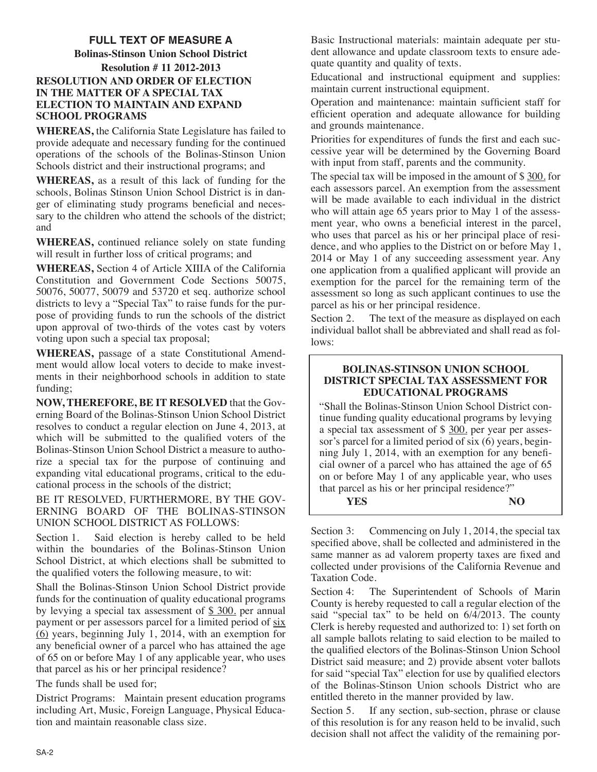## FULL TEXT OF MEASURE A

**Bolinas-Stinson Union School District**

**Resolution # 11 2012-2013**

### RESOLUTION AND ORDER OF ELECTION IN THE MATTER OF A SPECIAL TAX ELECTION TO MAINTAIN AND EXPAND SCHOOL PROGRAMS

**WHEREAS,** the California State Legislature has failed to provide adequate and necessary funding for the continued operations of the schools of the Bolinas-Stinson Union Schools district and their instructional programs; and

**WHEREAS,** as a result of this lack of funding for the schools, Bolinas Stinson Union School District is in danger of eliminating study programs beneficial and necessary to the children who attend the schools of the district; and

**WHEREAS,** continued reliance solely on state funding will result in further loss of critical programs; and

**WHEREAS,** Section 4 of Article XIIIA of the California Constitution and Government Code Sections 50075, 50076, 50077, 50079 and 53720 et seq. authorize school districts to levy a "Special Tax" to raise funds for the purpose of providing funds to run the schools of the district upon approval of two-thirds of the votes cast by voters voting upon such a special tax proposal;

**WHEREAS,** passage of a state Constitutional Amendment would allow local voters to decide to make investments in their neighborhood schools in addition to state funding;

**NOW, THEREFORE, BE IT RESOLVED** that the Governing Board of the Bolinas-Stinson Union School District resolves to conduct a regular election on June 4, 2013, at which will be submitted to the qualified voters of the Bolinas-Stinson Union School District a measure to authorize a special tax for the purpose of continuing and expanding vital educational programs, critical to the educational process in the schools of the district;

BE IT RESOLVED, FURTHERMORE, BY THE GOVERNING BOARD OF THE BOLINAS-STINSON UNION SCHOOL DISTRICT AS FOLLOWS:

Section 1. Said election is hereby called to be held within the boundaries of the Bolinas-Stinson Union School District, at which elections shall be submitted to the qualified voters the following measure, to wit:

Shall the Bolinas-Stinson Union School District provide funds for the continuation of quality educational programs by levying a special tax assessment of <u>$ 300.</u> per annual payment or per assessors parcel for a limited period of <u>six (6)</u> years, beginning July 1, 2014, with an exemption for any beneficial owner of a parcel who has attained the age of 65 on or before May 1 of any applicable year, who uses that parcel as his or her principal residence?

The funds shall be used for;

District Programs: Maintain present education programs including Art, Music, Foreign Language, Physical Education and maintain reasonable class size.

Basic Instructional materials: maintain adequate per student allowance and update classroom texts to ensure adequate quantity and quality of texts.

Educational and instructional equipment and supplies: maintain current instructional equipment.

Operation and maintenance: maintain sufficient staff for efficient operation and adequate allowance for building and grounds maintenance.

Priorities for expenditures of funds the first and each successive year will be determined by the Governing Board with input from staff, parents and the community.

The special tax will be imposed in the amount of $ <u>300.</u> for each assessors parcel. An exemption from the assessment will be made available to each individual in the district who will attain age 65 years prior to May 1 of the assessment year, who owns a beneficial interest in the parcel, who uses that parcel as his or her principal place of residence, and who applies to the District on or before May 1, 2014 or May 1 of any succeeding assessment year. Any one application from a qualified applicant will provide an exemption for the parcel for the remaining term of the assessment so long as such applicant continues to use the parcel as his or her principal residence.

Section 2. The text of the measure as displayed on each individual ballot shall be abbreviated and shall read as follows:

> **BOLINAS-STINSON UNION SCHOOL DISTRICT SPECIAL TAX ASSESSMENT FOR EDUCATIONAL PROGRAMS**
>
> "Shall the Bolinas-Stinson Union School District continue funding quality educational programs by levying a special tax assessment of $ <u>300.</u> per year per assessor's parcel for a limited period of six (6) years, beginning July 1, 2014, with an exemption for any beneficial owner of a parcel who has attained the age of 65 on or before May 1 of any applicable year, who uses that parcel as his or her principal residence?"
>
> **YES** **NO**

Section 3: Commencing on July 1, 2014, the special tax specified above, shall be collected and administered in the same manner as ad valorem property taxes are fixed and collected under provisions of the California Revenue and Taxation Code.

Section 4: The Superintendent of Schools of Marin County is hereby requested to call a regular election of the said "special tax" to be held on 6/4/2013. The county Clerk is hereby requested and authorized to: 1) set forth on all sample ballots relating to said election to be mailed to the qualified electors of the Bolinas-Stinson Union School District said measure; and 2) provide absent voter ballots for said "special Tax" election for use by qualified electors of the Bolinas-Stinson Union schools District who are entitled thereto in the manner provided by law.

Section 5. If any section, sub-section, phrase or clause of this resolution is for any reason held to be invalid, such decision shall not affect the validity of the remaining por-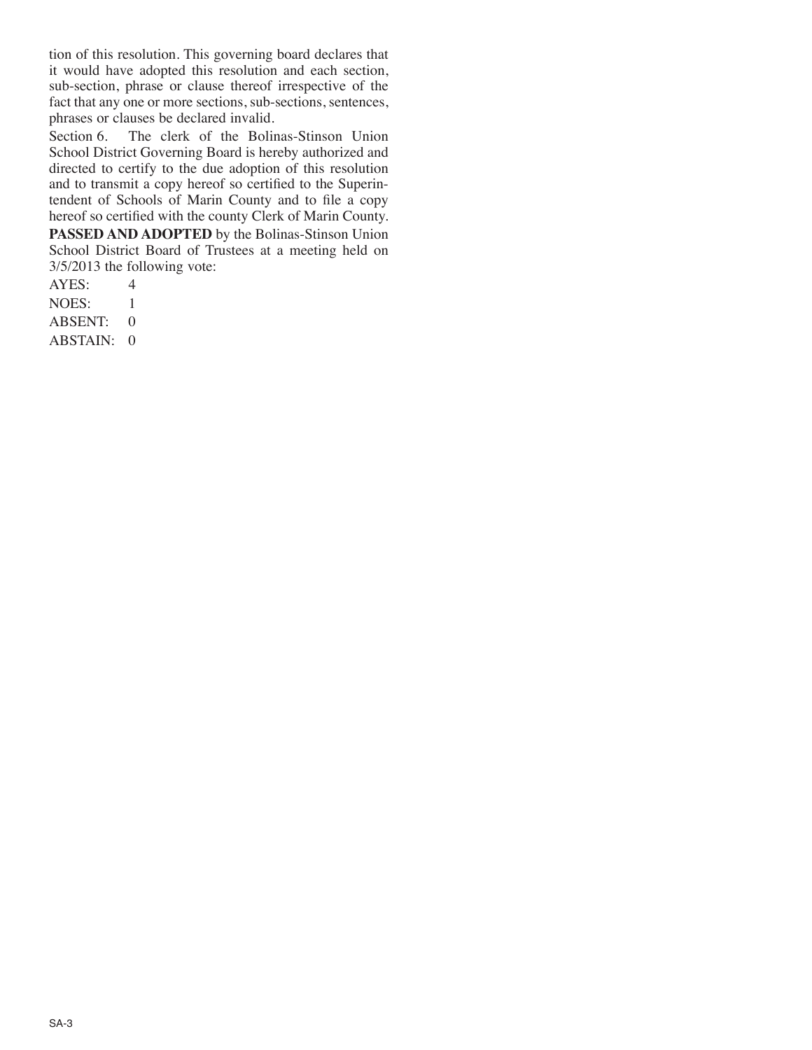tion of this resolution. This governing board declares that it would have adopted this resolution and each section, sub-section, phrase or clause thereof irrespective of the fact that any one or more sections, sub-sections, sentences, phrases or clauses be declared invalid.

Section 6. The clerk of the Bolinas-Stinson Union School District Governing Board is hereby authorized and directed to certify to the due adoption of this resolution and to transmit a copy hereof so certified to the Superintendent of Schools of Marin County and to file a copy hereof so certified with the county Clerk of Marin County.

**PASSED AND ADOPTED** by the Bolinas-Stinson Union School District Board of Trustees at a meeting held on 3/5/2013 the following vote:

AYES: 4

NOES: 1

ABSENT: 0

ABSTAIN: 0